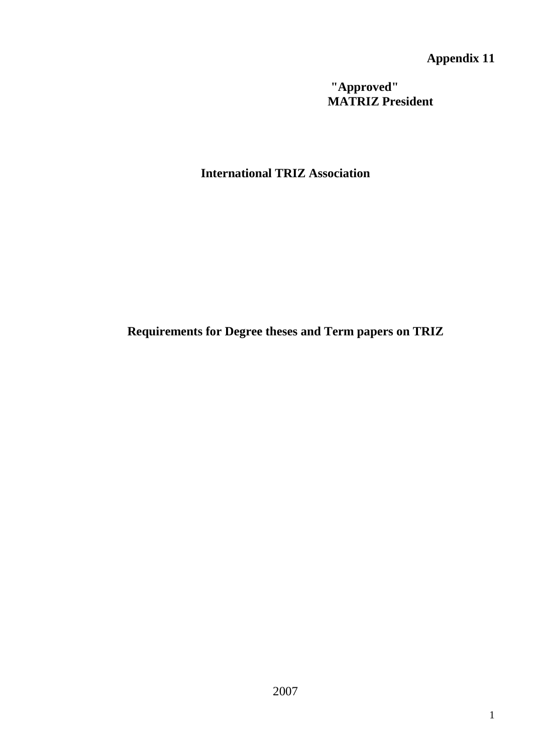**Appendix 11**

**"Approved"**
**MATRIZ President**

**International TRIZ Association**

# Requirements for Degree theses and Term papers on TRIZ

2007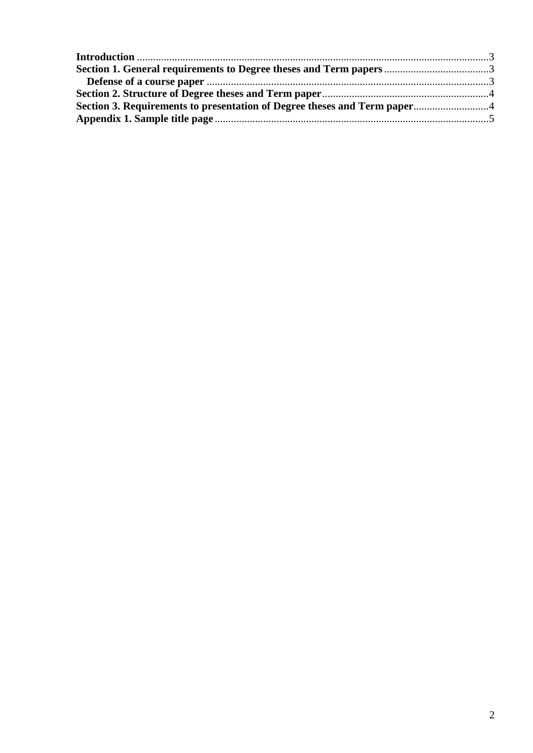**Introduction** .......... 3
**Section 1. General requirements to Degree theses and Term papers** .......... 3
  **Defense of a course paper** .......... 3
**Section 2. Structure of Degree theses and Term paper** .......... 4
**Section 3. Requirements to presentation of Degree theses and Term paper** .......... 4
**Appendix 1. Sample title page** .......... 5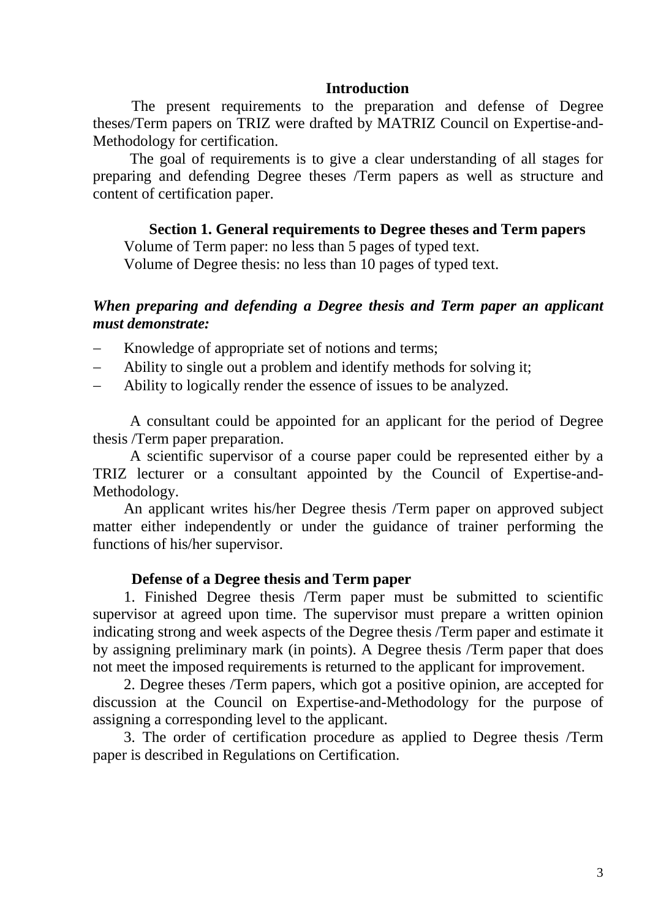## Introduction

The present requirements to the preparation and defense of Degree theses/Term papers on TRIZ were drafted by MATRIZ Council on Expertise-and-Methodology for certification.

The goal of requirements is to give a clear understanding of all stages for preparing and defending Degree theses /Term papers as well as structure and content of certification paper.

## Section 1. General requirements to Degree theses and Term papers

Volume of Term paper: no less than 5 pages of typed text.

Volume of Degree thesis: no less than 10 pages of typed text.

***When preparing and defending a Degree thesis and Term paper an applicant must demonstrate:***

- Knowledge of appropriate set of notions and terms;
- Ability to single out a problem and identify methods for solving it;
- Ability to logically render the essence of issues to be analyzed.

A consultant could be appointed for an applicant for the period of Degree thesis /Term paper preparation.

A scientific supervisor of a course paper could be represented either by a TRIZ lecturer or a consultant appointed by the Council of Expertise-and-Methodology.

An applicant writes his/her Degree thesis /Term paper on approved subject matter either independently or under the guidance of trainer performing the functions of his/her supervisor.

### Defense of a Degree thesis and Term paper

1. Finished Degree thesis /Term paper must be submitted to scientific supervisor at agreed upon time. The supervisor must prepare a written opinion indicating strong and week aspects of the Degree thesis /Term paper and estimate it by assigning preliminary mark (in points). A Degree thesis /Term paper that does not meet the imposed requirements is returned to the applicant for improvement.

2. Degree theses /Term papers, which got a positive opinion, are accepted for discussion at the Council on Expertise-and-Methodology for the purpose of assigning a corresponding level to the applicant.

3. The order of certification procedure as applied to Degree thesis /Term paper is described in Regulations on Certification.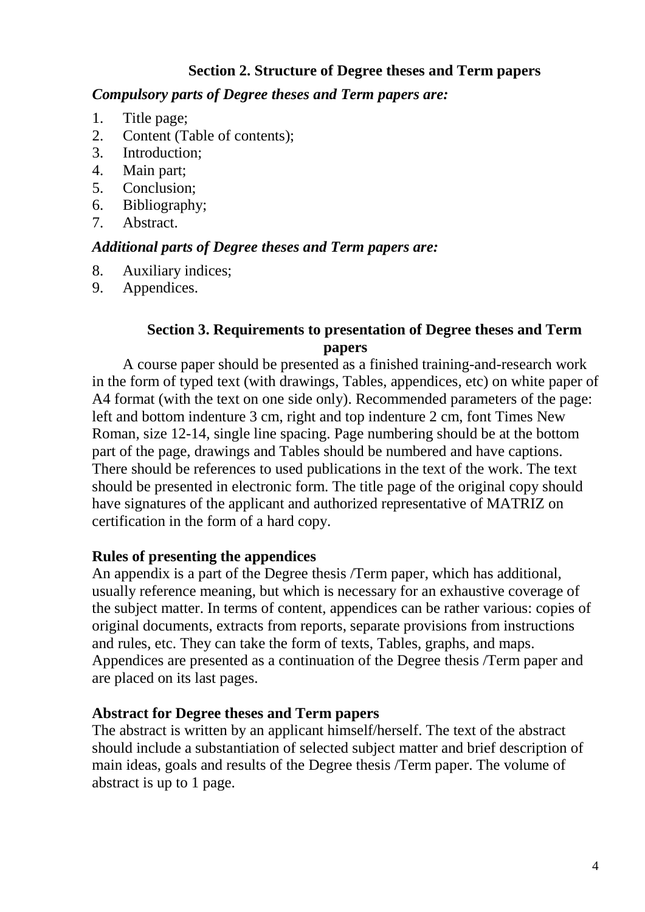## Section 2. Structure of Degree theses and Term papers

***Compulsory parts of Degree theses and Term papers are:***

1. Title page;
2. Content (Table of contents);
3. Introduction;
4. Main part;
5. Conclusion;
6. Bibliography;
7. Abstract.

***Additional parts of Degree theses and Term papers are:***

8. Auxiliary indices;
9. Appendices.

## Section 3. Requirements to presentation of Degree theses and Term papers

A course paper should be presented as a finished training-and-research work in the form of typed text (with drawings, Tables, appendices, etc) on white paper of A4 format (with the text on one side only). Recommended parameters of the page: left and bottom indenture 3 cm, right and top indenture 2 cm, font Times New Roman, size 12-14, single line spacing. Page numbering should be at the bottom part of the page, drawings and Tables should be numbered and have captions. There should be references to used publications in the text of the work. The text should be presented in electronic form. The title page of the original copy should have signatures of the applicant and authorized representative of MATRIZ on certification in the form of a hard copy.

**Rules of presenting the appendices**

An appendix is a part of the Degree thesis /Term paper, which has additional, usually reference meaning, but which is necessary for an exhaustive coverage of the subject matter. In terms of content, appendices can be rather various: copies of original documents, extracts from reports, separate provisions from instructions and rules, etc. They can take the form of texts, Tables, graphs, and maps. Appendices are presented as a continuation of the Degree thesis /Term paper and are placed on its last pages.

**Abstract for Degree theses and Term papers**

The abstract is written by an applicant himself/herself. The text of the abstract should include a substantiation of selected subject matter and brief description of main ideas, goals and results of the Degree thesis /Term paper. The volume of abstract is up to 1 page.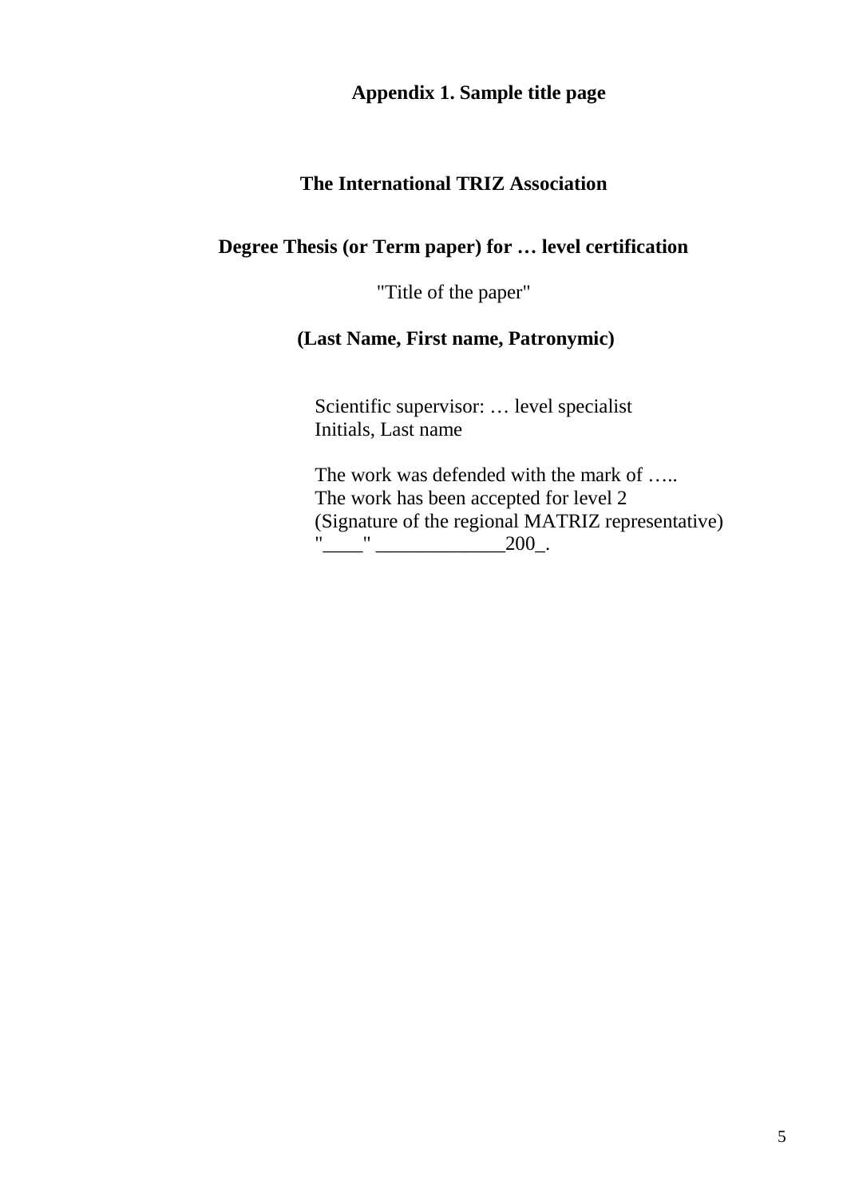## Appendix 1. Sample title page

**The International TRIZ Association**

**Degree Thesis (or Term paper) for … level certification**

"Title of the paper"

**(Last Name, First name, Patronymic)**

Scientific supervisor: … level specialist
Initials, Last name

The work was defended with the mark of …..
The work has been accepted for level 2
(Signature of the regional MATRIZ representative)
"____" _____________200_.